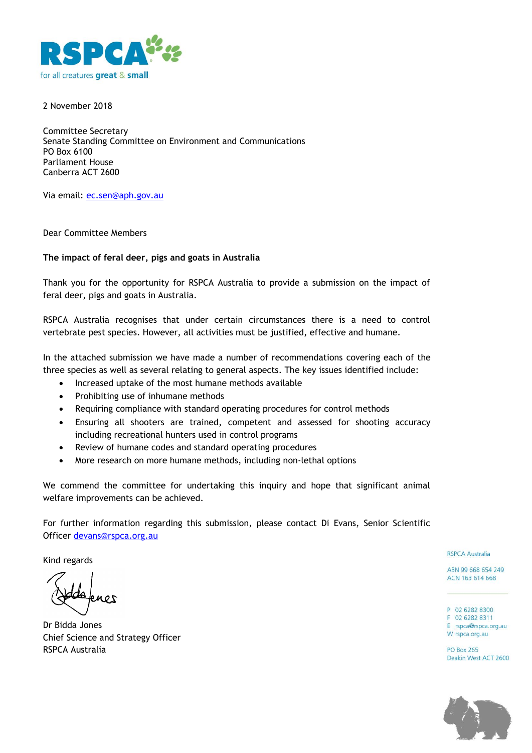RSPCA
for all creatures great & small

2 November 2018

Committee Secretary
Senate Standing Committee on Environment and Communications
PO Box 6100
Parliament House
Canberra ACT 2600

Via email: ec.sen@aph.gov.au

Dear Committee Members

**The impact of feral deer, pigs and goats in Australia**

Thank you for the opportunity for RSPCA Australia to provide a submission on the impact of feral deer, pigs and goats in Australia.

RSPCA Australia recognises that under certain circumstances there is a need to control vertebrate pest species. However, all activities must be justified, effective and humane.

In the attached submission we have made a number of recommendations covering each of the three species as well as several relating to general aspects. The key issues identified include:

- Increased uptake of the most humane methods available
- Prohibiting use of inhumane methods
- Requiring compliance with standard operating procedures for control methods
- Ensuring all shooters are trained, competent and assessed for shooting accuracy including recreational hunters used in control programs
- Review of humane codes and standard operating procedures
- More research on more humane methods, including non-lethal options

We commend the committee for undertaking this inquiry and hope that significant animal welfare improvements can be achieved.

For further information regarding this submission, please contact Di Evans, Senior Scientific Officer devans@rspca.org.au

Kind regards

Dr Bidda Jones
Chief Science and Strategy Officer
RSPCA Australia

RSPCA Australia

ABN 99 668 654 249
ACN 163 614 668

P 02 6282 8300
F 02 6282 8311
E rspca@rspca.org.au
W rspca.org.au

PO Box 265
Deakin West ACT 2600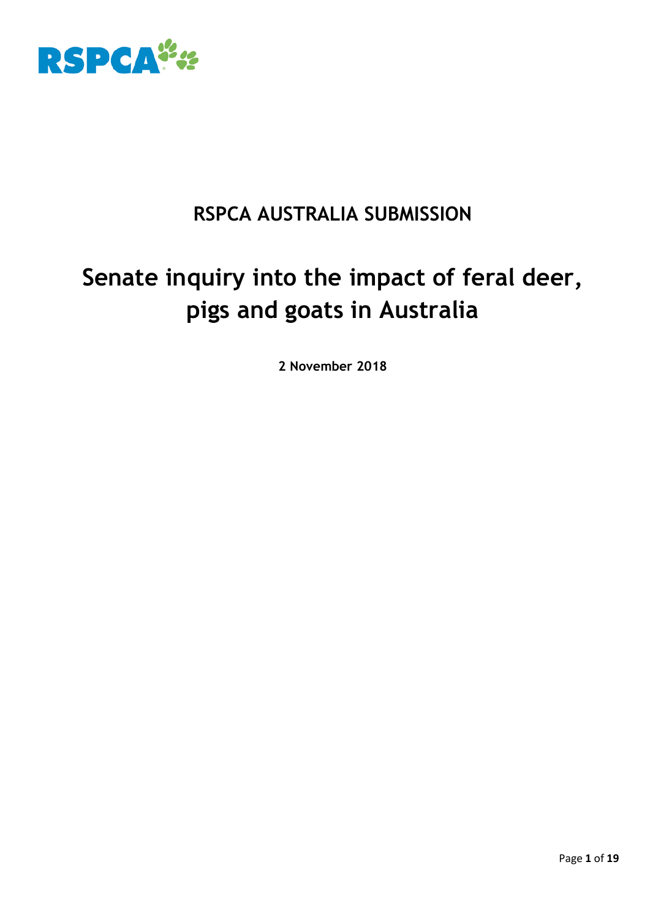RSPCA

**RSPCA AUSTRALIA SUBMISSION**

# Senate inquiry into the impact of feral deer, pigs and goats in Australia

**2 November 2018**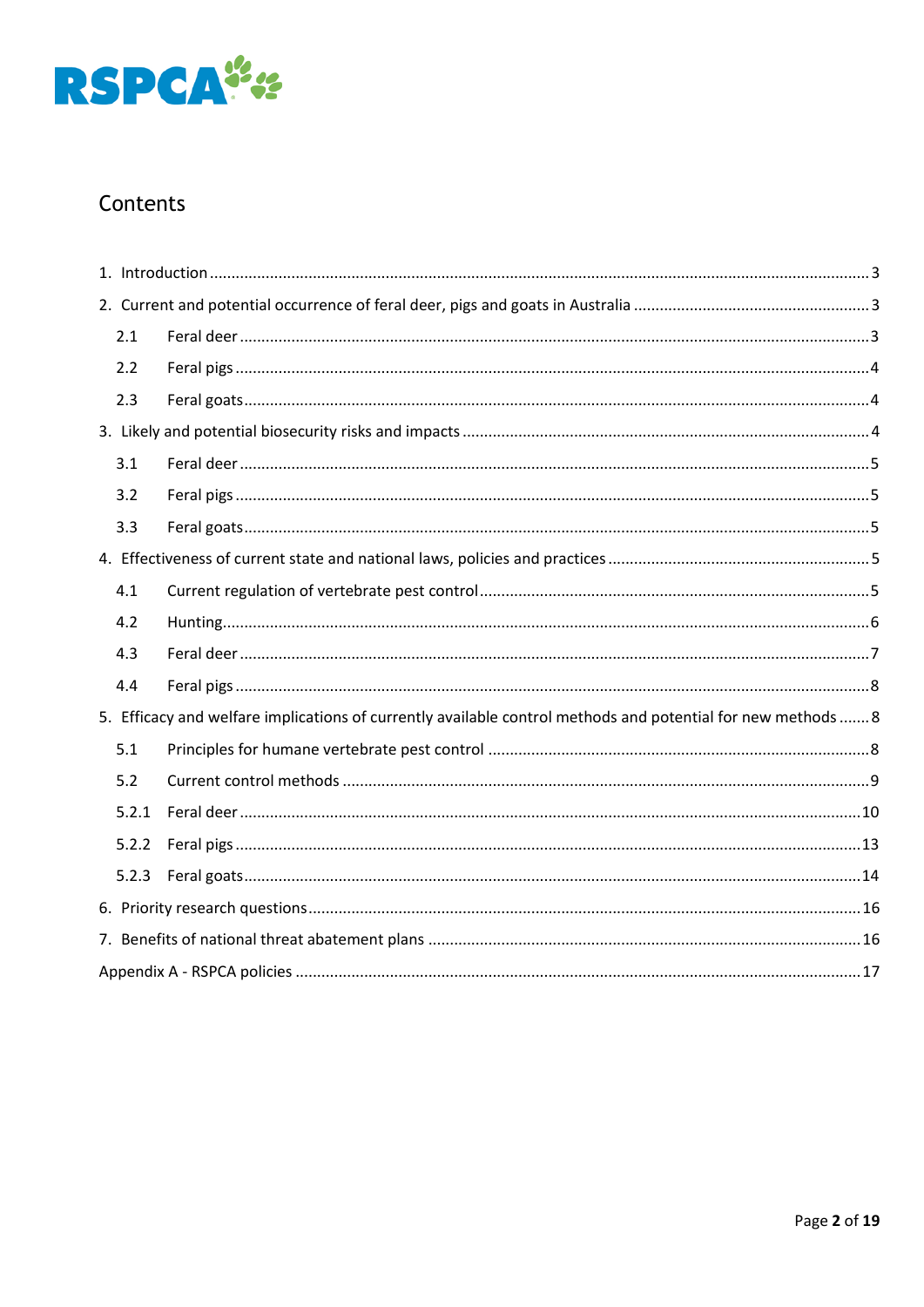## Contents

1. Introduction ........................................................................................................................................ 3
2. Current and potential occurrence of feral deer, pigs and goats in Australia ........................................................ 3
   - 2.1 Feral deer ........................................................................................................................................ 3
   - 2.2 Feral pigs ........................................................................................................................................ 4
   - 2.3 Feral goats ........................................................................................................................................ 4
3. Likely and potential biosecurity risks and impacts ........................................................................................ 4
   - 3.1 Feral deer ........................................................................................................................................ 5
   - 3.2 Feral pigs ........................................................................................................................................ 5
   - 3.3 Feral goats ........................................................................................................................................ 5
4. Effectiveness of current state and national laws, policies and practices ........................................................ 5
   - 4.1 Current regulation of vertebrate pest control ........................................................................................ 5
   - 4.2 Hunting ........................................................................................................................................ 6
   - 4.3 Feral deer ........................................................................................................................................ 7
   - 4.4 Feral pigs ........................................................................................................................................ 8
5. Efficacy and welfare implications of currently available control methods and potential for new methods ....... 8
   - 5.1 Principles for humane vertebrate pest control ........................................................................................ 8
   - 5.2 Current control methods ........................................................................................................................ 9
   - 5.2.1 Feral deer ........................................................................................................................................ 10
   - 5.2.2 Feral pigs ........................................................................................................................................ 13
   - 5.2.3 Feral goats ........................................................................................................................................ 14
6. Priority research questions ........................................................................................................................ 16
7. Benefits of national threat abatement plans ........................................................................................ 16

Appendix A - RSPCA policies ........................................................................................................................ 17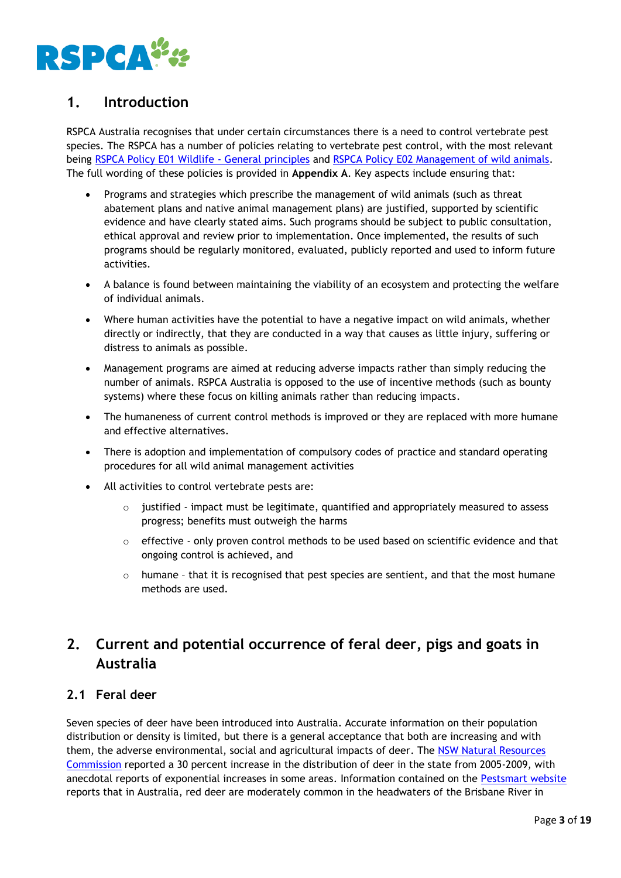## 1. Introduction

RSPCA Australia recognises that under certain circumstances there is a need to control vertebrate pest species. The RSPCA has a number of policies relating to vertebrate pest control, with the most relevant being RSPCA Policy E01 Wildlife - General principles and RSPCA Policy E02 Management of wild animals. The full wording of these policies is provided in **Appendix A**. Key aspects include ensuring that:

- Programs and strategies which prescribe the management of wild animals (such as threat abatement plans and native animal management plans) are justified, supported by scientific evidence and have clearly stated aims. Such programs should be subject to public consultation, ethical approval and review prior to implementation. Once implemented, the results of such programs should be regularly monitored, evaluated, publicly reported and used to inform future activities.
- A balance is found between maintaining the viability of an ecosystem and protecting the welfare of individual animals.
- Where human activities have the potential to have a negative impact on wild animals, whether directly or indirectly, that they are conducted in a way that causes as little injury, suffering or distress to animals as possible.
- Management programs are aimed at reducing adverse impacts rather than simply reducing the number of animals. RSPCA Australia is opposed to the use of incentive methods (such as bounty systems) where these focus on killing animals rather than reducing impacts.
- The humaneness of current control methods is improved or they are replaced with more humane and effective alternatives.
- There is adoption and implementation of compulsory codes of practice and standard operating procedures for all wild animal management activities
- All activities to control vertebrate pests are:
  - justified - impact must be legitimate, quantified and appropriately measured to assess progress; benefits must outweigh the harms
  - effective - only proven control methods to be used based on scientific evidence and that ongoing control is achieved, and
  - humane – that it is recognised that pest species are sentient, and that the most humane methods are used.

## 2. Current and potential occurrence of feral deer, pigs and goats in Australia

### 2.1 Feral deer

Seven species of deer have been introduced into Australia. Accurate information on their population distribution or density is limited, but there is a general acceptance that both are increasing and with them, the adverse environmental, social and agricultural impacts of deer. The NSW Natural Resources Commission reported a 30 percent increase in the distribution of deer in the state from 2005-2009, with anecdotal reports of exponential increases in some areas. Information contained on the Pestsmart website reports that in Australia, red deer are moderately common in the headwaters of the Brisbane River in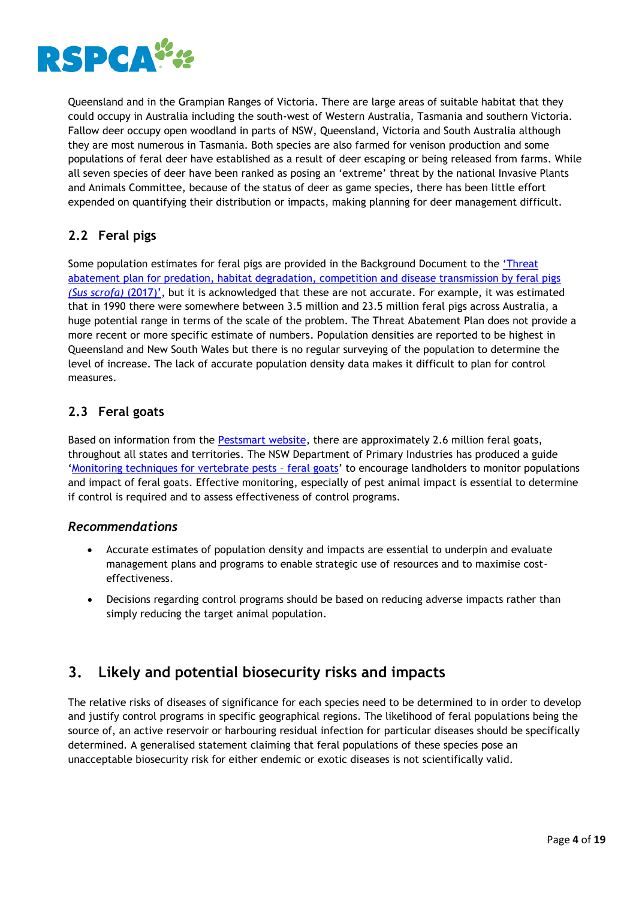Queensland and in the Grampian Ranges of Victoria. There are large areas of suitable habitat that they could occupy in Australia including the south-west of Western Australia, Tasmania and southern Victoria. Fallow deer occupy open woodland in parts of NSW, Queensland, Victoria and South Australia although they are most numerous in Tasmania. Both species are also farmed for venison production and some populations of feral deer have established as a result of deer escaping or being released from farms. While all seven species of deer have been ranked as posing an 'extreme' threat by the national Invasive Plants and Animals Committee, because of the status of deer as game species, there has been little effort expended on quantifying their distribution or impacts, making planning for deer management difficult.

### 2.2 Feral pigs

Some population estimates for feral pigs are provided in the Background Document to the ['Threat abatement plan for predation, habitat degradation, competition and disease transmission by feral pigs *(Sus scrofa)* (2017)'](), but it is acknowledged that these are not accurate. For example, it was estimated that in 1990 there were somewhere between 3.5 million and 23.5 million feral pigs across Australia, a huge potential range in terms of the scale of the problem. The Threat Abatement Plan does not provide a more recent or more specific estimate of numbers. Population densities are reported to be highest in Queensland and New South Wales but there is no regular surveying of the population to determine the level of increase. The lack of accurate population density data makes it difficult to plan for control measures.

### 2.3 Feral goats

Based on information from the [Pestsmart website](), there are approximately 2.6 million feral goats, throughout all states and territories. The NSW Department of Primary Industries has produced a guide '[Monitoring techniques for vertebrate pests – feral goats]()' to encourage landholders to monitor populations and impact of feral goats. Effective monitoring, especially of pest animal impact is essential to determine if control is required and to assess effectiveness of control programs.

### *Recommendations*

- Accurate estimates of population density and impacts are essential to underpin and evaluate management plans and programs to enable strategic use of resources and to maximise cost-effectiveness.
- Decisions regarding control programs should be based on reducing adverse impacts rather than simply reducing the target animal population.

## 3. Likely and potential biosecurity risks and impacts

The relative risks of diseases of significance for each species need to be determined to in order to develop and justify control programs in specific geographical regions. The likelihood of feral populations being the source of, an active reservoir or harbouring residual infection for particular diseases should be specifically determined. A generalised statement claiming that feral populations of these species pose an unacceptable biosecurity risk for either endemic or exotic diseases is not scientifically valid.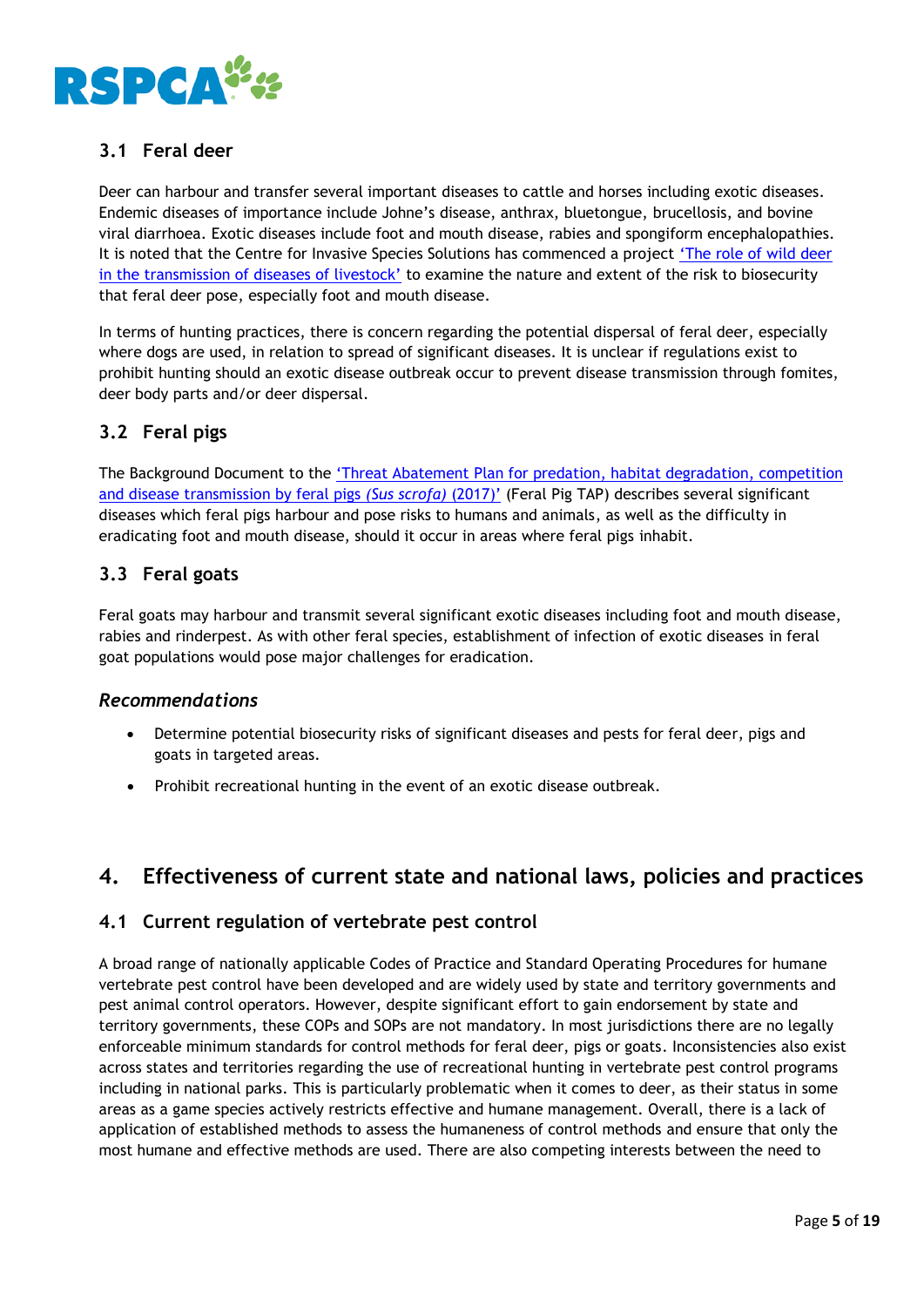## 3.1 Feral deer

Deer can harbour and transfer several important diseases to cattle and horses including exotic diseases. Endemic diseases of importance include Johne's disease, anthrax, bluetongue, brucellosis, and bovine viral diarrhoea. Exotic diseases include foot and mouth disease, rabies and spongiform encephalopathies. It is noted that the Centre for Invasive Species Solutions has commenced a project 'The role of wild deer in the transmission of diseases of livestock' to examine the nature and extent of the risk to biosecurity that feral deer pose, especially foot and mouth disease.

In terms of hunting practices, there is concern regarding the potential dispersal of feral deer, especially where dogs are used, in relation to spread of significant diseases. It is unclear if regulations exist to prohibit hunting should an exotic disease outbreak occur to prevent disease transmission through fomites, deer body parts and/or deer dispersal.

## 3.2 Feral pigs

The Background Document to the 'Threat Abatement Plan for predation, habitat degradation, competition and disease transmission by feral pigs *(Sus scrofa)* (2017)' (Feral Pig TAP) describes several significant diseases which feral pigs harbour and pose risks to humans and animals, as well as the difficulty in eradicating foot and mouth disease, should it occur in areas where feral pigs inhabit.

## 3.3 Feral goats

Feral goats may harbour and transmit several significant exotic diseases including foot and mouth disease, rabies and rinderpest. As with other feral species, establishment of infection of exotic diseases in feral goat populations would pose major challenges for eradication.

### *Recommendations*

- Determine potential biosecurity risks of significant diseases and pests for feral deer, pigs and goats in targeted areas.
- Prohibit recreational hunting in the event of an exotic disease outbreak.

# 4. Effectiveness of current state and national laws, policies and practices

## 4.1 Current regulation of vertebrate pest control

A broad range of nationally applicable Codes of Practice and Standard Operating Procedures for humane vertebrate pest control have been developed and are widely used by state and territory governments and pest animal control operators. However, despite significant effort to gain endorsement by state and territory governments, these COPs and SOPs are not mandatory. In most jurisdictions there are no legally enforceable minimum standards for control methods for feral deer, pigs or goats. Inconsistencies also exist across states and territories regarding the use of recreational hunting in vertebrate pest control programs including in national parks. This is particularly problematic when it comes to deer, as their status in some areas as a game species actively restricts effective and humane management. Overall, there is a lack of application of established methods to assess the humaneness of control methods and ensure that only the most humane and effective methods are used. There are also competing interests between the need to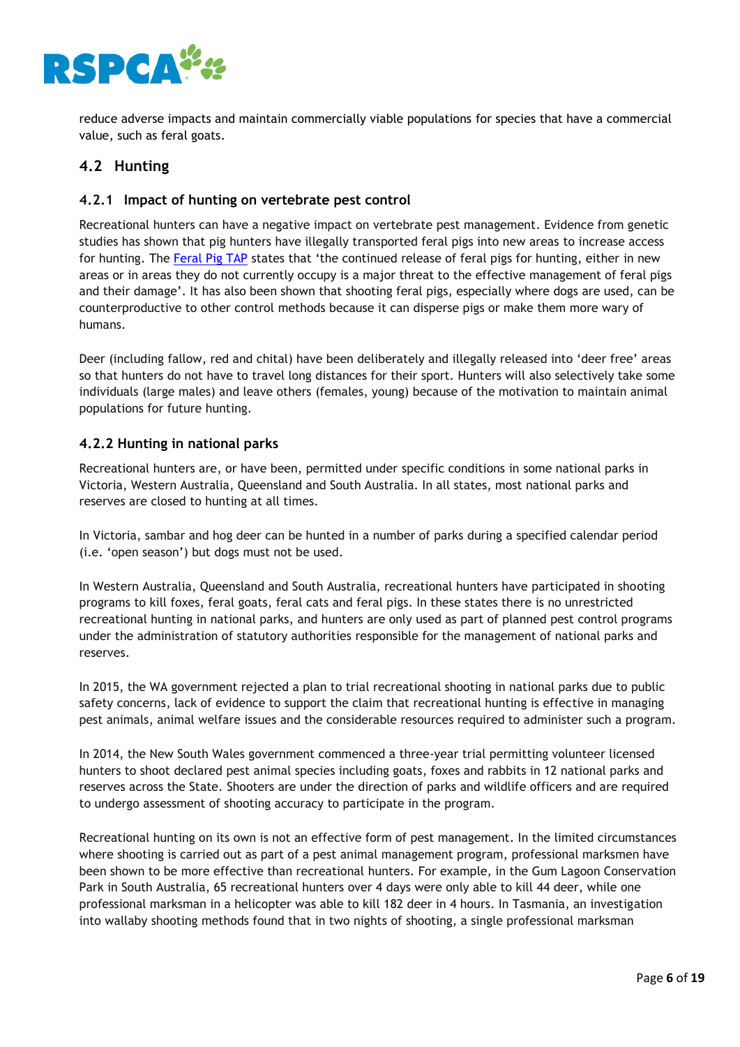reduce adverse impacts and maintain commercially viable populations for species that have a commercial value, such as feral goats.

## 4.2 Hunting

### 4.2.1 Impact of hunting on vertebrate pest control

Recreational hunters can have a negative impact on vertebrate pest management. Evidence from genetic studies has shown that pig hunters have illegally transported feral pigs into new areas to increase access for hunting. The Feral Pig TAP states that 'the continued release of feral pigs for hunting, either in new areas or in areas they do not currently occupy is a major threat to the effective management of feral pigs and their damage'. It has also been shown that shooting feral pigs, especially where dogs are used, can be counterproductive to other control methods because it can disperse pigs or make them more wary of humans.

Deer (including fallow, red and chital) have been deliberately and illegally released into 'deer free' areas so that hunters do not have to travel long distances for their sport. Hunters will also selectively take some individuals (large males) and leave others (females, young) because of the motivation to maintain animal populations for future hunting.

### 4.2.2 Hunting in national parks

Recreational hunters are, or have been, permitted under specific conditions in some national parks in Victoria, Western Australia, Queensland and South Australia. In all states, most national parks and reserves are closed to hunting at all times.

In Victoria, sambar and hog deer can be hunted in a number of parks during a specified calendar period (i.e. 'open season') but dogs must not be used.

In Western Australia, Queensland and South Australia, recreational hunters have participated in shooting programs to kill foxes, feral goats, feral cats and feral pigs. In these states there is no unrestricted recreational hunting in national parks, and hunters are only used as part of planned pest control programs under the administration of statutory authorities responsible for the management of national parks and reserves.

In 2015, the WA government rejected a plan to trial recreational shooting in national parks due to public safety concerns, lack of evidence to support the claim that recreational hunting is effective in managing pest animals, animal welfare issues and the considerable resources required to administer such a program.

In 2014, the New South Wales government commenced a three-year trial permitting volunteer licensed hunters to shoot declared pest animal species including goats, foxes and rabbits in 12 national parks and reserves across the State. Shooters are under the direction of parks and wildlife officers and are required to undergo assessment of shooting accuracy to participate in the program.

Recreational hunting on its own is not an effective form of pest management. In the limited circumstances where shooting is carried out as part of a pest animal management program, professional marksmen have been shown to be more effective than recreational hunters. For example, in the Gum Lagoon Conservation Park in South Australia, 65 recreational hunters over 4 days were only able to kill 44 deer, while one professional marksman in a helicopter was able to kill 182 deer in 4 hours. In Tasmania, an investigation into wallaby shooting methods found that in two nights of shooting, a single professional marksman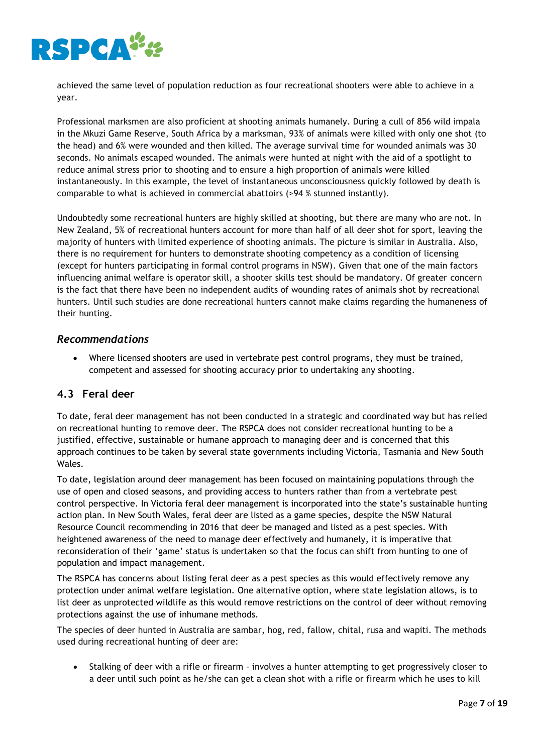achieved the same level of population reduction as four recreational shooters were able to achieve in a year.

Professional marksmen are also proficient at shooting animals humanely. During a cull of 856 wild impala in the Mkuzi Game Reserve, South Africa by a marksman, 93% of animals were killed with only one shot (to the head) and 6% were wounded and then killed. The average survival time for wounded animals was 30 seconds. No animals escaped wounded. The animals were hunted at night with the aid of a spotlight to reduce animal stress prior to shooting and to ensure a high proportion of animals were killed instantaneously. In this example, the level of instantaneous unconsciousness quickly followed by death is comparable to what is achieved in commercial abattoirs (>94 % stunned instantly).

Undoubtedly some recreational hunters are highly skilled at shooting, but there are many who are not. In New Zealand, 5% of recreational hunters account for more than half of all deer shot for sport, leaving the majority of hunters with limited experience of shooting animals. The picture is similar in Australia. Also, there is no requirement for hunters to demonstrate shooting competency as a condition of licensing (except for hunters participating in formal control programs in NSW). Given that one of the main factors influencing animal welfare is operator skill, a shooter skills test should be mandatory. Of greater concern is the fact that there have been no independent audits of wounding rates of animals shot by recreational hunters. Until such studies are done recreational hunters cannot make claims regarding the humaneness of their hunting.

### *Recommendations*

- Where licensed shooters are used in vertebrate pest control programs, they must be trained, competent and assessed for shooting accuracy prior to undertaking any shooting.

## 4.3 Feral deer

To date, feral deer management has not been conducted in a strategic and coordinated way but has relied on recreational hunting to remove deer. The RSPCA does not consider recreational hunting to be a justified, effective, sustainable or humane approach to managing deer and is concerned that this approach continues to be taken by several state governments including Victoria, Tasmania and New South Wales.

To date, legislation around deer management has been focused on maintaining populations through the use of open and closed seasons, and providing access to hunters rather than from a vertebrate pest control perspective. In Victoria feral deer management is incorporated into the state's sustainable hunting action plan. In New South Wales, feral deer are listed as a game species, despite the NSW Natural Resource Council recommending in 2016 that deer be managed and listed as a pest species. With heightened awareness of the need to manage deer effectively and humanely, it is imperative that reconsideration of their 'game' status is undertaken so that the focus can shift from hunting to one of population and impact management.

The RSPCA has concerns about listing feral deer as a pest species as this would effectively remove any protection under animal welfare legislation. One alternative option, where state legislation allows, is to list deer as unprotected wildlife as this would remove restrictions on the control of deer without removing protections against the use of inhumane methods.

The species of deer hunted in Australia are sambar, hog, red, fallow, chital, rusa and wapiti. The methods used during recreational hunting of deer are:

- Stalking of deer with a rifle or firearm – involves a hunter attempting to get progressively closer to a deer until such point as he/she can get a clean shot with a rifle or firearm which he uses to kill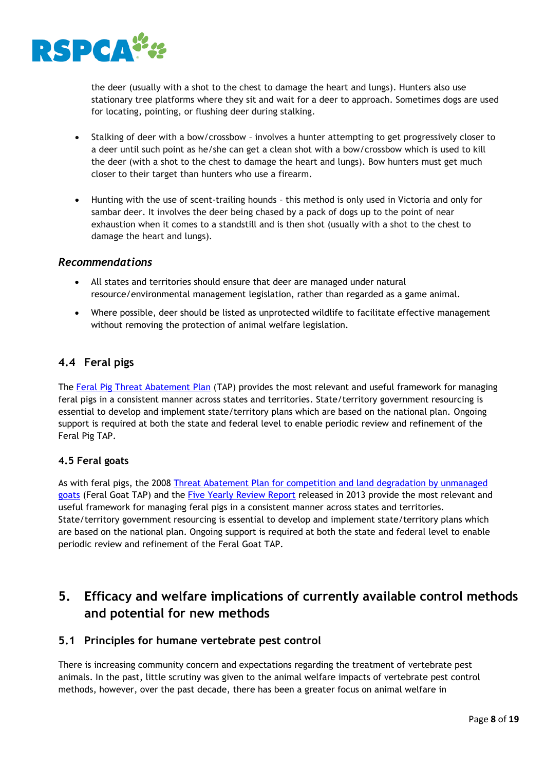the deer (usually with a shot to the chest to damage the heart and lungs). Hunters also use stationary tree platforms where they sit and wait for a deer to approach. Sometimes dogs are used for locating, pointing, or flushing deer during stalking.

- Stalking of deer with a bow/crossbow – involves a hunter attempting to get progressively closer to a deer until such point as he/she can get a clean shot with a bow/crossbow which is used to kill the deer (with a shot to the chest to damage the heart and lungs). Bow hunters must get much closer to their target than hunters who use a firearm.

- Hunting with the use of scent-trailing hounds – this method is only used in Victoria and only for sambar deer. It involves the deer being chased by a pack of dogs up to the point of near exhaustion when it comes to a standstill and is then shot (usually with a shot to the chest to damage the heart and lungs).

### *Recommendations*

- All states and territories should ensure that deer are managed under natural resource/environmental management legislation, rather than regarded as a game animal.
- Where possible, deer should be listed as unprotected wildlife to facilitate effective management without removing the protection of animal welfare legislation.

## 4.4 Feral pigs

The Feral Pig Threat Abatement Plan (TAP) provides the most relevant and useful framework for managing feral pigs in a consistent manner across states and territories. State/territory government resourcing is essential to develop and implement state/territory plans which are based on the national plan. Ongoing support is required at both the state and federal level to enable periodic review and refinement of the Feral Pig TAP.

### 4.5 Feral goats

As with feral pigs, the 2008 Threat Abatement Plan for competition and land degradation by unmanaged goats (Feral Goat TAP) and the Five Yearly Review Report released in 2013 provide the most relevant and useful framework for managing feral pigs in a consistent manner across states and territories. State/territory government resourcing is essential to develop and implement state/territory plans which are based on the national plan. Ongoing support is required at both the state and federal level to enable periodic review and refinement of the Feral Goat TAP.

# 5. Efficacy and welfare implications of currently available control methods and potential for new methods

## 5.1 Principles for humane vertebrate pest control

There is increasing community concern and expectations regarding the treatment of vertebrate pest animals. In the past, little scrutiny was given to the animal welfare impacts of vertebrate pest control methods, however, over the past decade, there has been a greater focus on animal welfare in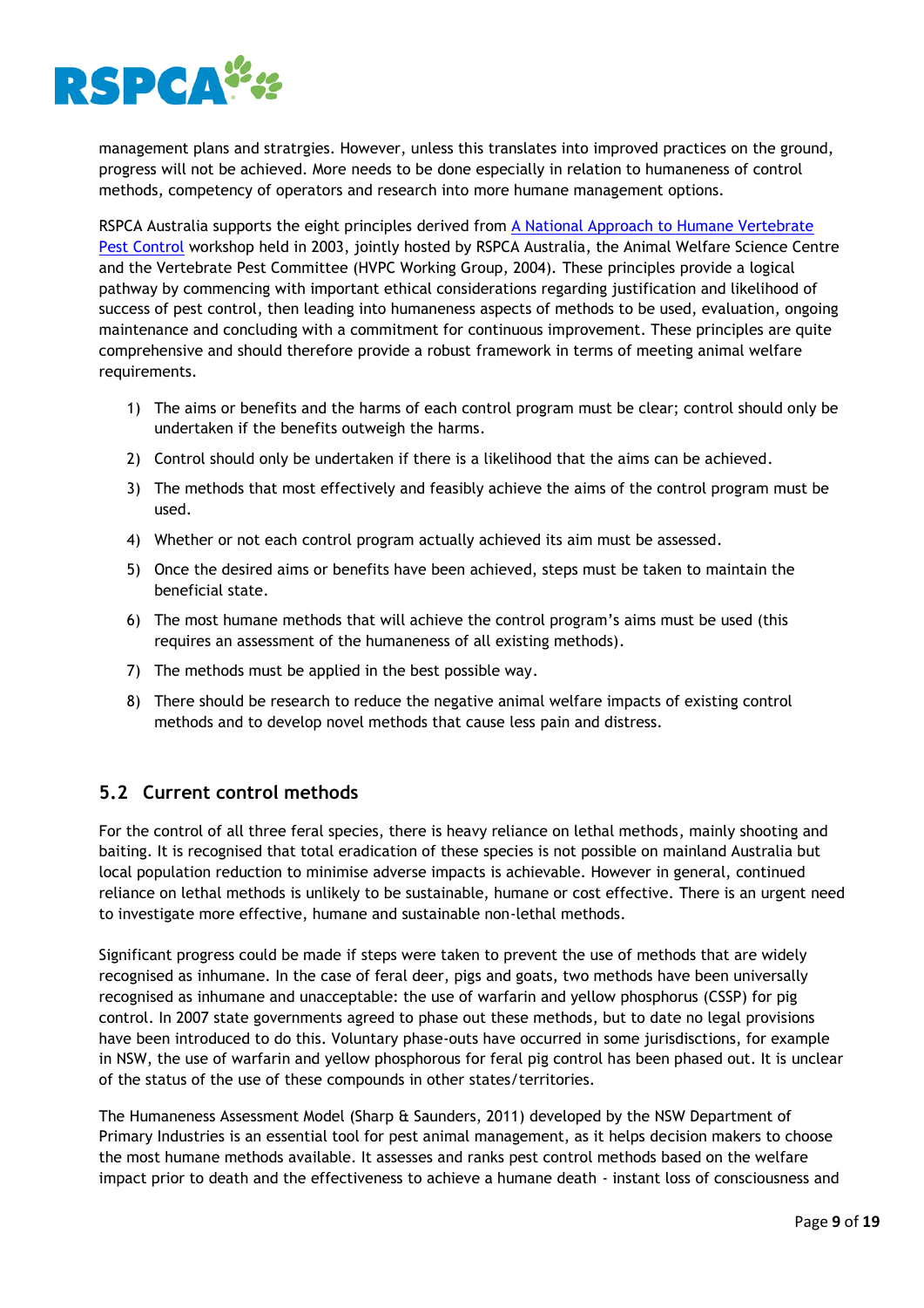management plans and stratrgies. However, unless this translates into improved practices on the ground, progress will not be achieved. More needs to be done especially in relation to humaneness of control methods, competency of operators and research into more humane management options.

RSPCA Australia supports the eight principles derived from [A National Approach to Humane Vertebrate Pest Control] workshop held in 2003, jointly hosted by RSPCA Australia, the Animal Welfare Science Centre and the Vertebrate Pest Committee (HVPC Working Group, 2004). These principles provide a logical pathway by commencing with important ethical considerations regarding justification and likelihood of success of pest control, then leading into humaneness aspects of methods to be used, evaluation, ongoing maintenance and concluding with a commitment for continuous improvement. These principles are quite comprehensive and should therefore provide a robust framework in terms of meeting animal welfare requirements.

1) The aims or benefits and the harms of each control program must be clear; control should only be undertaken if the benefits outweigh the harms.
2) Control should only be undertaken if there is a likelihood that the aims can be achieved.
3) The methods that most effectively and feasibly achieve the aims of the control program must be used.
4) Whether or not each control program actually achieved its aim must be assessed.
5) Once the desired aims or benefits have been achieved, steps must be taken to maintain the beneficial state.
6) The most humane methods that will achieve the control program's aims must be used (this requires an assessment of the humaneness of all existing methods).
7) The methods must be applied in the best possible way.
8) There should be research to reduce the negative animal welfare impacts of existing control methods and to develop novel methods that cause less pain and distress.

## 5.2 Current control methods

For the control of all three feral species, there is heavy reliance on lethal methods, mainly shooting and baiting. It is recognised that total eradication of these species is not possible on mainland Australia but local population reduction to minimise adverse impacts is achievable. However in general, continued reliance on lethal methods is unlikely to be sustainable, humane or cost effective. There is an urgent need to investigate more effective, humane and sustainable non-lethal methods.

Significant progress could be made if steps were taken to prevent the use of methods that are widely recognised as inhumane. In the case of feral deer, pigs and goats, two methods have been universally recognised as inhumane and unacceptable: the use of warfarin and yellow phosphorus (CSSP) for pig control. In 2007 state governments agreed to phase out these methods, but to date no legal provisions have been introduced to do this. Voluntary phase-outs have occurred in some jurisdsictions, for example in NSW, the use of warfarin and yellow phosphorous for feral pig control has been phased out. It is unclear of the status of the use of these compounds in other states/territories.

The Humaneness Assessment Model (Sharp & Saunders, 2011) developed by the NSW Department of Primary Industries is an essential tool for pest animal management, as it helps decision makers to choose the most humane methods available. It assesses and ranks pest control methods based on the welfare impact prior to death and the effectiveness to achieve a humane death - instant loss of consciousness and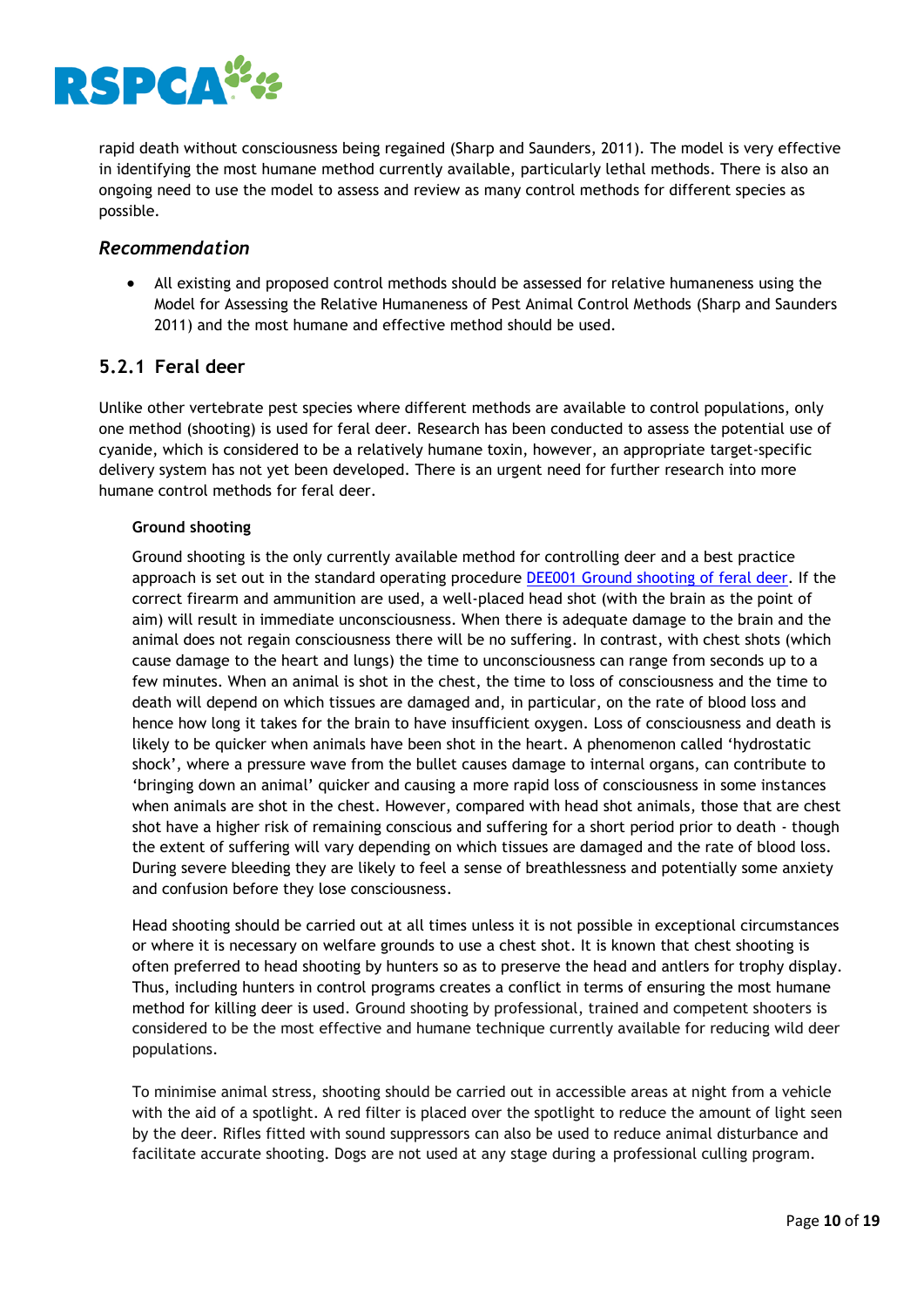rapid death without consciousness being regained (Sharp and Saunders, 2011). The model is very effective in identifying the most humane method currently available, particularly lethal methods. There is also an ongoing need to use the model to assess and review as many control methods for different species as possible.

### *Recommendation*

- All existing and proposed control methods should be assessed for relative humaneness using the Model for Assessing the Relative Humaneness of Pest Animal Control Methods (Sharp and Saunders 2011) and the most humane and effective method should be used.

## 5.2.1 Feral deer

Unlike other vertebrate pest species where different methods are available to control populations, only one method (shooting) is used for feral deer. Research has been conducted to assess the potential use of cyanide, which is considered to be a relatively humane toxin, however, an appropriate target-specific delivery system has not yet been developed. There is an urgent need for further research into more humane control methods for feral deer.

**Ground shooting**

Ground shooting is the only currently available method for controlling deer and a best practice approach is set out in the standard operating procedure DEE001 Ground shooting of feral deer. If the correct firearm and ammunition are used, a well-placed head shot (with the brain as the point of aim) will result in immediate unconsciousness. When there is adequate damage to the brain and the animal does not regain consciousness there will be no suffering. In contrast, with chest shots (which cause damage to the heart and lungs) the time to unconsciousness can range from seconds up to a few minutes. When an animal is shot in the chest, the time to loss of consciousness and the time to death will depend on which tissues are damaged and, in particular, on the rate of blood loss and hence how long it takes for the brain to have insufficient oxygen. Loss of consciousness and death is likely to be quicker when animals have been shot in the heart. A phenomenon called 'hydrostatic shock', where a pressure wave from the bullet causes damage to internal organs, can contribute to 'bringing down an animal' quicker and causing a more rapid loss of consciousness in some instances when animals are shot in the chest. However, compared with head shot animals, those that are chest shot have a higher risk of remaining conscious and suffering for a short period prior to death - though the extent of suffering will vary depending on which tissues are damaged and the rate of blood loss. During severe bleeding they are likely to feel a sense of breathlessness and potentially some anxiety and confusion before they lose consciousness.

Head shooting should be carried out at all times unless it is not possible in exceptional circumstances or where it is necessary on welfare grounds to use a chest shot. It is known that chest shooting is often preferred to head shooting by hunters so as to preserve the head and antlers for trophy display. Thus, including hunters in control programs creates a conflict in terms of ensuring the most humane method for killing deer is used. Ground shooting by professional, trained and competent shooters is considered to be the most effective and humane technique currently available for reducing wild deer populations.

To minimise animal stress, shooting should be carried out in accessible areas at night from a vehicle with the aid of a spotlight. A red filter is placed over the spotlight to reduce the amount of light seen by the deer. Rifles fitted with sound suppressors can also be used to reduce animal disturbance and facilitate accurate shooting. Dogs are not used at any stage during a professional culling program.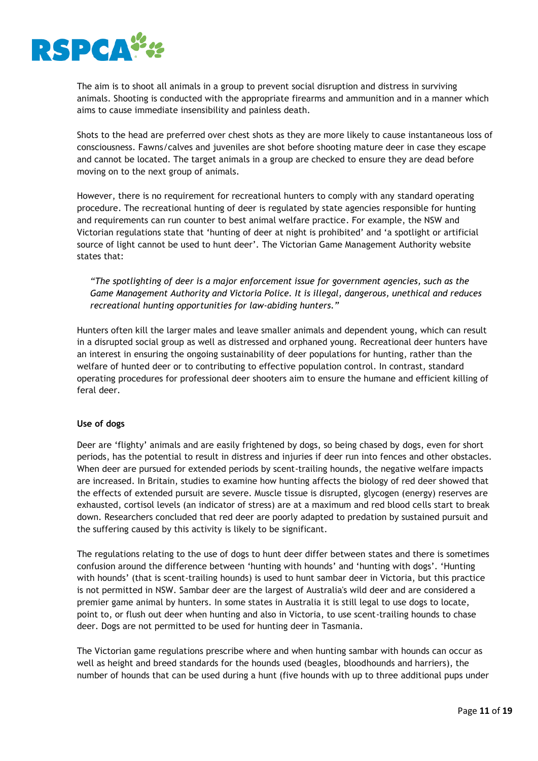The aim is to shoot all animals in a group to prevent social disruption and distress in surviving animals. Shooting is conducted with the appropriate firearms and ammunition and in a manner which aims to cause immediate insensibility and painless death.

Shots to the head are preferred over chest shots as they are more likely to cause instantaneous loss of consciousness. Fawns/calves and juveniles are shot before shooting mature deer in case they escape and cannot be located. The target animals in a group are checked to ensure they are dead before moving on to the next group of animals.

However, there is no requirement for recreational hunters to comply with any standard operating procedure. The recreational hunting of deer is regulated by state agencies responsible for hunting and requirements can run counter to best animal welfare practice. For example, the NSW and Victorian regulations state that 'hunting of deer at night is prohibited' and 'a spotlight or artificial source of light cannot be used to hunt deer'. The Victorian Game Management Authority website states that:

> *"The spotlighting of deer is a major enforcement issue for government agencies, such as the Game Management Authority and Victoria Police. It is illegal, dangerous, unethical and reduces recreational hunting opportunities for law-abiding hunters."*

Hunters often kill the larger males and leave smaller animals and dependent young, which can result in a disrupted social group as well as distressed and orphaned young. Recreational deer hunters have an interest in ensuring the ongoing sustainability of deer populations for hunting, rather than the welfare of hunted deer or to contributing to effective population control. In contrast, standard operating procedures for professional deer shooters aim to ensure the humane and efficient killing of feral deer.

**Use of dogs**

Deer are 'flighty' animals and are easily frightened by dogs, so being chased by dogs, even for short periods, has the potential to result in distress and injuries if deer run into fences and other obstacles. When deer are pursued for extended periods by scent-trailing hounds, the negative welfare impacts are increased. In Britain, studies to examine how hunting affects the biology of red deer showed that the effects of extended pursuit are severe. Muscle tissue is disrupted, glycogen (energy) reserves are exhausted, cortisol levels (an indicator of stress) are at a maximum and red blood cells start to break down. Researchers concluded that red deer are poorly adapted to predation by sustained pursuit and the suffering caused by this activity is likely to be significant.

The regulations relating to the use of dogs to hunt deer differ between states and there is sometimes confusion around the difference between 'hunting with hounds' and 'hunting with dogs'. 'Hunting with hounds' (that is scent-trailing hounds) is used to hunt sambar deer in Victoria, but this practice is not permitted in NSW. Sambar deer are the largest of Australia's wild deer and are considered a premier game animal by hunters. In some states in Australia it is still legal to use dogs to locate, point to, or flush out deer when hunting and also in Victoria, to use scent-trailing hounds to chase deer. Dogs are not permitted to be used for hunting deer in Tasmania.

The Victorian game regulations prescribe where and when hunting sambar with hounds can occur as well as height and breed standards for the hounds used (beagles, bloodhounds and harriers), the number of hounds that can be used during a hunt (five hounds with up to three additional pups under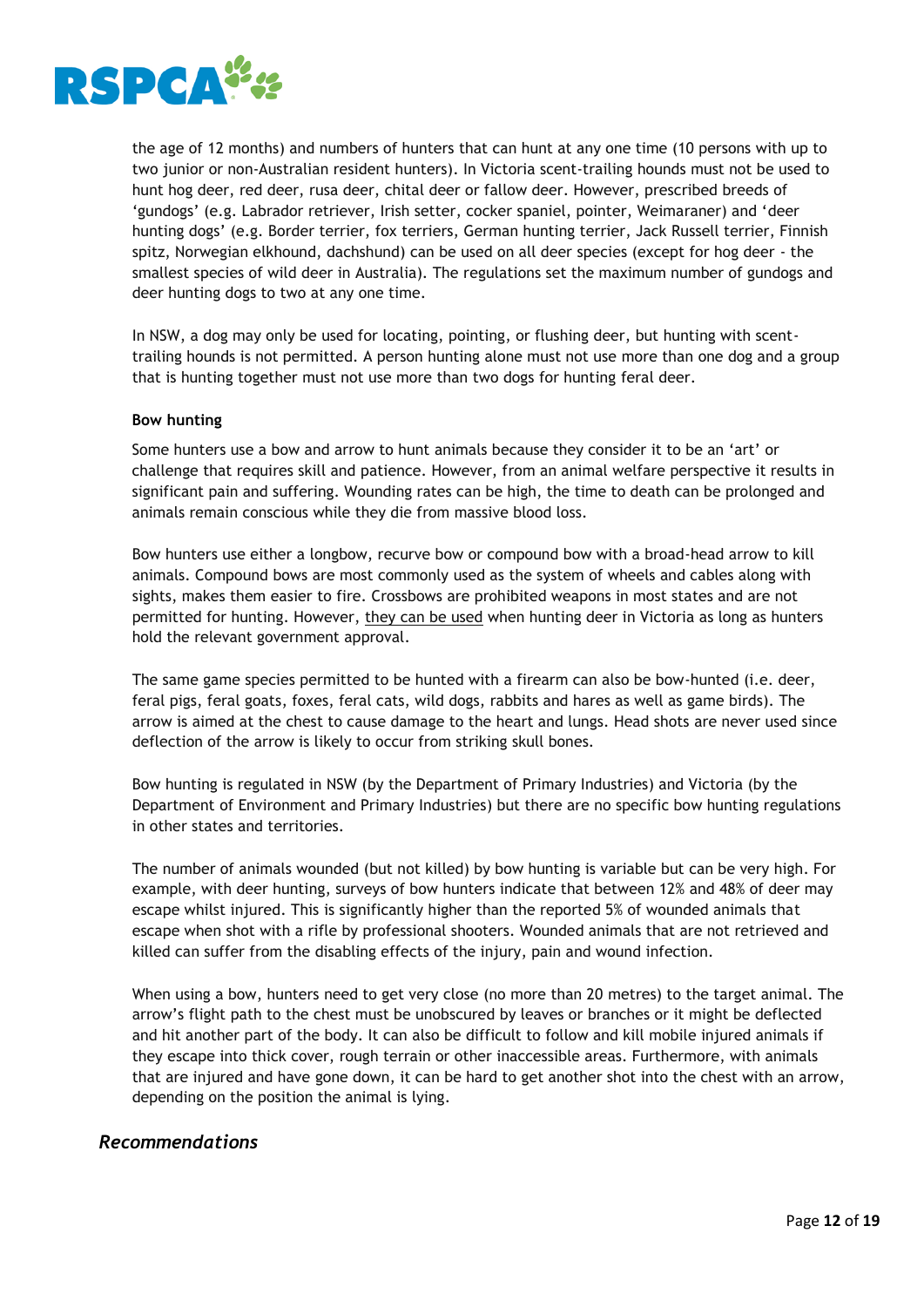the age of 12 months) and numbers of hunters that can hunt at any one time (10 persons with up to two junior or non-Australian resident hunters). In Victoria scent-trailing hounds must not be used to hunt hog deer, red deer, rusa deer, chital deer or fallow deer. However, prescribed breeds of 'gundogs' (e.g. Labrador retriever, Irish setter, cocker spaniel, pointer, Weimaraner) and 'deer hunting dogs' (e.g. Border terrier, fox terriers, German hunting terrier, Jack Russell terrier, Finnish spitz, Norwegian elkhound, dachshund) can be used on all deer species (except for hog deer - the smallest species of wild deer in Australia). The regulations set the maximum number of gundogs and deer hunting dogs to two at any one time.

In NSW, a dog may only be used for locating, pointing, or flushing deer, but hunting with scent-trailing hounds is not permitted. A person hunting alone must not use more than one dog and a group that is hunting together must not use more than two dogs for hunting feral deer.

**Bow hunting**

Some hunters use a bow and arrow to hunt animals because they consider it to be an 'art' or challenge that requires skill and patience. However, from an animal welfare perspective it results in significant pain and suffering. Wounding rates can be high, the time to death can be prolonged and animals remain conscious while they die from massive blood loss.

Bow hunters use either a longbow, recurve bow or compound bow with a broad-head arrow to kill animals. Compound bows are most commonly used as the system of wheels and cables along with sights, makes them easier to fire. Crossbows are prohibited weapons in most states and are not permitted for hunting. However, they can be used when hunting deer in Victoria as long as hunters hold the relevant government approval.

The same game species permitted to be hunted with a firearm can also be bow-hunted (i.e. deer, feral pigs, feral goats, foxes, feral cats, wild dogs, rabbits and hares as well as game birds). The arrow is aimed at the chest to cause damage to the heart and lungs. Head shots are never used since deflection of the arrow is likely to occur from striking skull bones.

Bow hunting is regulated in NSW (by the Department of Primary Industries) and Victoria (by the Department of Environment and Primary Industries) but there are no specific bow hunting regulations in other states and territories.

The number of animals wounded (but not killed) by bow hunting is variable but can be very high. For example, with deer hunting, surveys of bow hunters indicate that between 12% and 48% of deer may escape whilst injured. This is significantly higher than the reported 5% of wounded animals that escape when shot with a rifle by professional shooters. Wounded animals that are not retrieved and killed can suffer from the disabling effects of the injury, pain and wound infection.

When using a bow, hunters need to get very close (no more than 20 metres) to the target animal. The arrow's flight path to the chest must be unobscured by leaves or branches or it might be deflected and hit another part of the body. It can also be difficult to follow and kill mobile injured animals if they escape into thick cover, rough terrain or other inaccessible areas. Furthermore, with animals that are injured and have gone down, it can be hard to get another shot into the chest with an arrow, depending on the position the animal is lying.

## *Recommendations*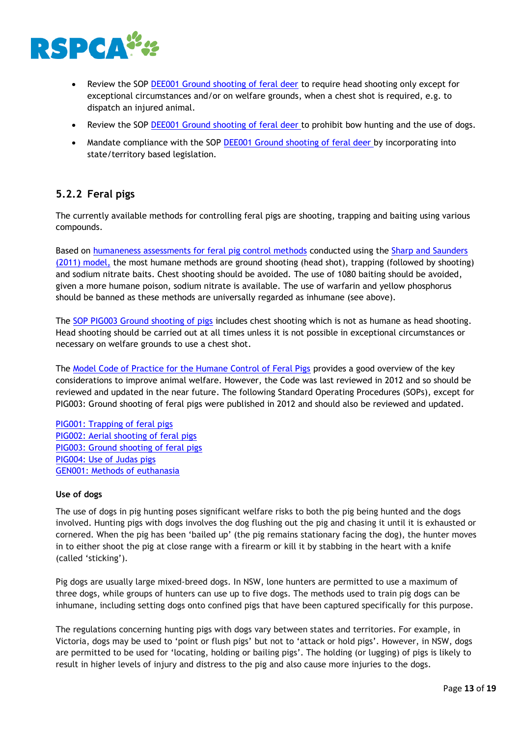- Review the SOP [DEE001 Ground shooting of feral deer](#) to require head shooting only except for exceptional circumstances and/or on welfare grounds, when a chest shot is required, e.g. to dispatch an injured animal.
- Review the SOP [DEE001 Ground shooting of feral deer](#) to prohibit bow hunting and the use of dogs.
- Mandate compliance with the SOP [DEE001 Ground shooting of feral deer](#) by incorporating into state/territory based legislation.

### 5.2.2 Feral pigs

The currently available methods for controlling feral pigs are shooting, trapping and baiting using various compounds.

Based on [humaneness assessments for feral pig control methods](#) conducted using the [Sharp and Saunders (2011) model,](#) the most humane methods are ground shooting (head shot), trapping (followed by shooting) and sodium nitrate baits. Chest shooting should be avoided. The use of 1080 baiting should be avoided, given a more humane poison, sodium nitrate is available. The use of warfarin and yellow phosphorus should be banned as these methods are universally regarded as inhumane (see above).

The [SOP PIG003 Ground shooting of pigs](#) includes chest shooting which is not as humane as head shooting. Head shooting should be carried out at all times unless it is not possible in exceptional circumstances or necessary on welfare grounds to use a chest shot.

The [Model Code of Practice for the Humane Control of Feral Pigs](#) provides a good overview of the key considerations to improve animal welfare. However, the Code was last reviewed in 2012 and so should be reviewed and updated in the near future. The following Standard Operating Procedures (SOPs), except for PIG003: Ground shooting of feral pigs were published in 2012 and should also be reviewed and updated.

[PIG001: Trapping of feral pigs](#)
[PIG002: Aerial shooting of feral pigs](#)
[PIG003: Ground shooting of feral pigs](#)
[PIG004: Use of Judas pigs](#)
[GEN001: Methods of euthanasia](#)

**Use of dogs**

The use of dogs in pig hunting poses significant welfare risks to both the pig being hunted and the dogs involved. Hunting pigs with dogs involves the dog flushing out the pig and chasing it until it is exhausted or cornered. When the pig has been 'bailed up' (the pig remains stationary facing the dog), the hunter moves in to either shoot the pig at close range with a firearm or kill it by stabbing in the heart with a knife (called 'sticking').

Pig dogs are usually large mixed-breed dogs. In NSW, lone hunters are permitted to use a maximum of three dogs, while groups of hunters can use up to five dogs. The methods used to train pig dogs can be inhumane, including setting dogs onto confined pigs that have been captured specifically for this purpose.

The regulations concerning hunting pigs with dogs vary between states and territories. For example, in Victoria, dogs may be used to 'point or flush pigs' but not to 'attack or hold pigs'. However, in NSW, dogs are permitted to be used for 'locating, holding or bailing pigs'. The holding (or lugging) of pigs is likely to result in higher levels of injury and distress to the pig and also cause more injuries to the dogs.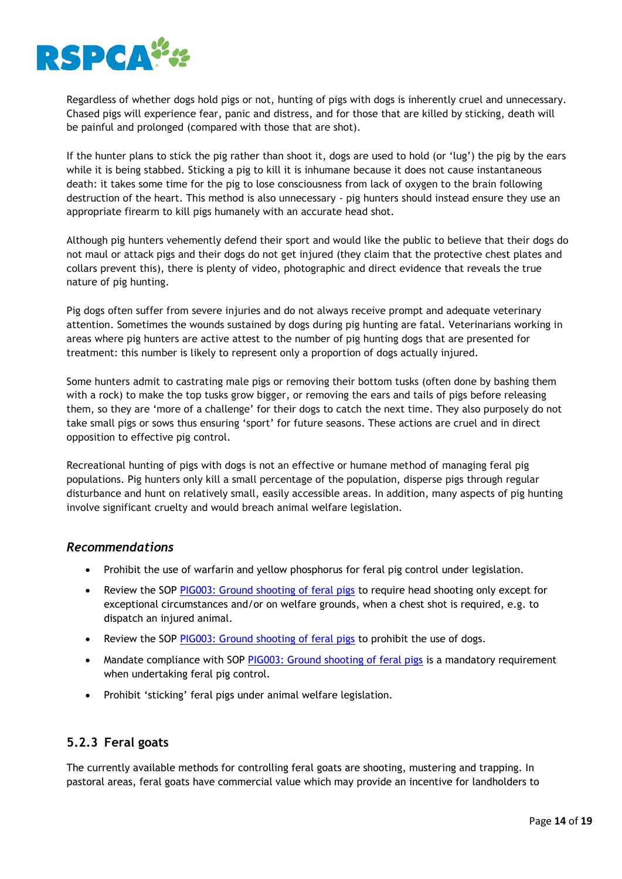Regardless of whether dogs hold pigs or not, hunting of pigs with dogs is inherently cruel and unnecessary. Chased pigs will experience fear, panic and distress, and for those that are killed by sticking, death will be painful and prolonged (compared with those that are shot).

If the hunter plans to stick the pig rather than shoot it, dogs are used to hold (or 'lug') the pig by the ears while it is being stabbed. Sticking a pig to kill it is inhumane because it does not cause instantaneous death: it takes some time for the pig to lose consciousness from lack of oxygen to the brain following destruction of the heart. This method is also unnecessary - pig hunters should instead ensure they use an appropriate firearm to kill pigs humanely with an accurate head shot.

Although pig hunters vehemently defend their sport and would like the public to believe that their dogs do not maul or attack pigs and their dogs do not get injured (they claim that the protective chest plates and collars prevent this), there is plenty of video, photographic and direct evidence that reveals the true nature of pig hunting.

Pig dogs often suffer from severe injuries and do not always receive prompt and adequate veterinary attention. Sometimes the wounds sustained by dogs during pig hunting are fatal. Veterinarians working in areas where pig hunters are active attest to the number of pig hunting dogs that are presented for treatment: this number is likely to represent only a proportion of dogs actually injured.

Some hunters admit to castrating male pigs or removing their bottom tusks (often done by bashing them with a rock) to make the top tusks grow bigger, or removing the ears and tails of pigs before releasing them, so they are 'more of a challenge' for their dogs to catch the next time. They also purposely do not take small pigs or sows thus ensuring 'sport' for future seasons. These actions are cruel and in direct opposition to effective pig control.

Recreational hunting of pigs with dogs is not an effective or humane method of managing feral pig populations. Pig hunters only kill a small percentage of the population, disperse pigs through regular disturbance and hunt on relatively small, easily accessible areas. In addition, many aspects of pig hunting involve significant cruelty and would breach animal welfare legislation.

### *Recommendations*

- Prohibit the use of warfarin and yellow phosphorus for feral pig control under legislation.
- Review the SOP PIG003: Ground shooting of feral pigs to require head shooting only except for exceptional circumstances and/or on welfare grounds, when a chest shot is required, e.g. to dispatch an injured animal.
- Review the SOP PIG003: Ground shooting of feral pigs to prohibit the use of dogs.
- Mandate compliance with SOP PIG003: Ground shooting of feral pigs is a mandatory requirement when undertaking feral pig control.
- Prohibit 'sticking' feral pigs under animal welfare legislation.

## 5.2.3 Feral goats

The currently available methods for controlling feral goats are shooting, mustering and trapping. In pastoral areas, feral goats have commercial value which may provide an incentive for landholders to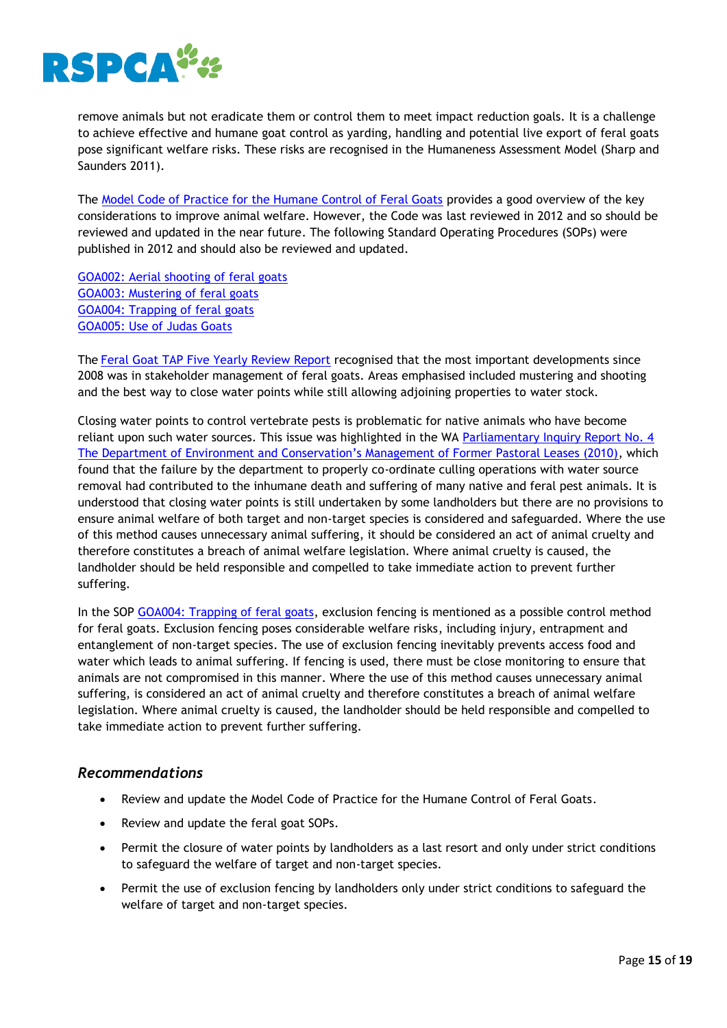remove animals but not eradicate them or control them to meet impact reduction goals. It is a challenge to achieve effective and humane goat control as yarding, handling and potential live export of feral goats pose significant welfare risks. These risks are recognised in the Humaneness Assessment Model (Sharp and Saunders 2011).

The Model Code of Practice for the Humane Control of Feral Goats provides a good overview of the key considerations to improve animal welfare. However, the Code was last reviewed in 2012 and so should be reviewed and updated in the near future. The following Standard Operating Procedures (SOPs) were published in 2012 and should also be reviewed and updated.

GOA002: Aerial shooting of feral goats
GOA003: Mustering of feral goats
GOA004: Trapping of feral goats
GOA005: Use of Judas Goats

The Feral Goat TAP Five Yearly Review Report recognised that the most important developments since 2008 was in stakeholder management of feral goats. Areas emphasised included mustering and shooting and the best way to close water points while still allowing adjoining properties to water stock.

Closing water points to control vertebrate pests is problematic for native animals who have become reliant upon such water sources. This issue was highlighted in the WA Parliamentary Inquiry Report No. 4 The Department of Environment and Conservation's Management of Former Pastoral Leases (2010), which found that the failure by the department to properly co-ordinate culling operations with water source removal had contributed to the inhumane death and suffering of many native and feral pest animals. It is understood that closing water points is still undertaken by some landholders but there are no provisions to ensure animal welfare of both target and non-target species is considered and safeguarded. Where the use of this method causes unnecessary animal suffering, it should be considered an act of animal cruelty and therefore constitutes a breach of animal welfare legislation. Where animal cruelty is caused, the landholder should be held responsible and compelled to take immediate action to prevent further suffering.

In the SOP GOA004: Trapping of feral goats, exclusion fencing is mentioned as a possible control method for feral goats. Exclusion fencing poses considerable welfare risks, including injury, entrapment and entanglement of non-target species. The use of exclusion fencing inevitably prevents access food and water which leads to animal suffering. If fencing is used, there must be close monitoring to ensure that animals are not compromised in this manner. Where the use of this method causes unnecessary animal suffering, is considered an act of animal cruelty and therefore constitutes a breach of animal welfare legislation. Where animal cruelty is caused, the landholder should be held responsible and compelled to take immediate action to prevent further suffering.

### *Recommendations*

- Review and update the Model Code of Practice for the Humane Control of Feral Goats.
- Review and update the feral goat SOPs.
- Permit the closure of water points by landholders as a last resort and only under strict conditions to safeguard the welfare of target and non-target species.
- Permit the use of exclusion fencing by landholders only under strict conditions to safeguard the welfare of target and non-target species.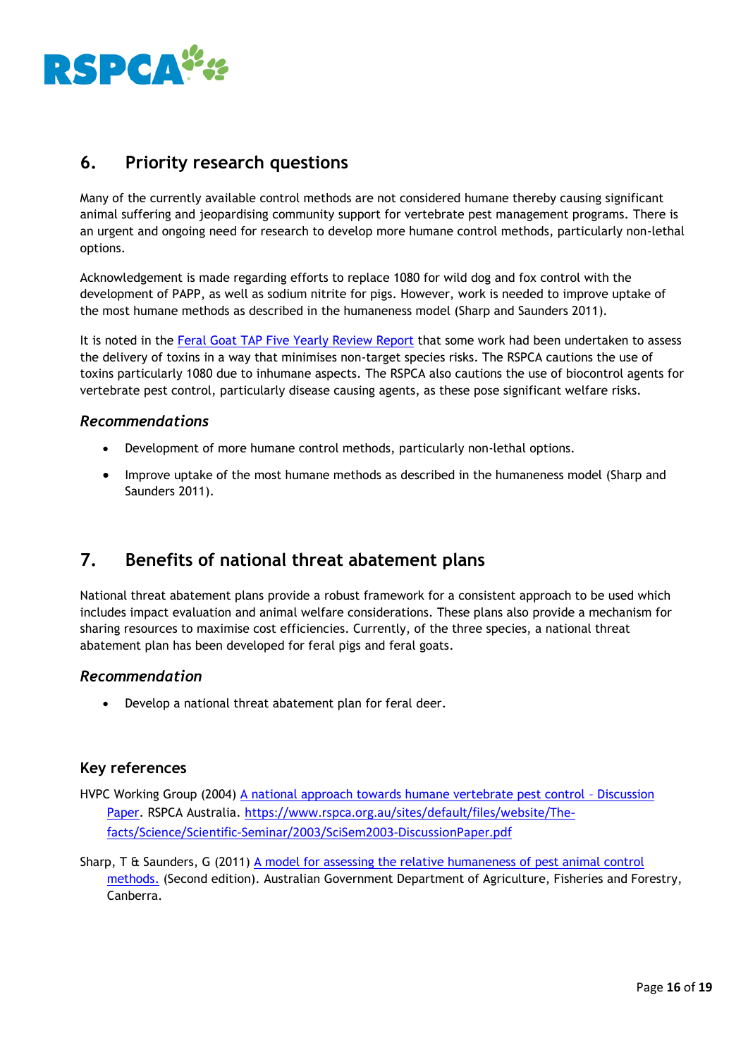## 6. Priority research questions

Many of the currently available control methods are not considered humane thereby causing significant animal suffering and jeopardising community support for vertebrate pest management programs. There is an urgent and ongoing need for research to develop more humane control methods, particularly non-lethal options.

Acknowledgement is made regarding efforts to replace 1080 for wild dog and fox control with the development of PAPP, as well as sodium nitrite for pigs. However, work is needed to improve uptake of the most humane methods as described in the humaneness model (Sharp and Saunders 2011).

It is noted in the [Feral Goat TAP Five Yearly Review Report](#) that some work had been undertaken to assess the delivery of toxins in a way that minimises non-target species risks. The RSPCA cautions the use of toxins particularly 1080 due to inhumane aspects. The RSPCA also cautions the use of biocontrol agents for vertebrate pest control, particularly disease causing agents, as these pose significant welfare risks.

### *Recommendations*

- Development of more humane control methods, particularly non-lethal options.
- Improve uptake of the most humane methods as described in the humaneness model (Sharp and Saunders 2011).

## 7. Benefits of national threat abatement plans

National threat abatement plans provide a robust framework for a consistent approach to be used which includes impact evaluation and animal welfare considerations. These plans also provide a mechanism for sharing resources to maximise cost efficiencies. Currently, of the three species, a national threat abatement plan has been developed for feral pigs and feral goats.

### *Recommendation*

- Develop a national threat abatement plan for feral deer.

### Key references

HVPC Working Group (2004) [A national approach towards humane vertebrate pest control – Discussion Paper](https://www.rspca.org.au/sites/default/files/website/The-facts/Science/Scientific-Seminar/2003/SciSem2003-DiscussionPaper.pdf). RSPCA Australia. https://www.rspca.org.au/sites/default/files/website/The-facts/Science/Scientific-Seminar/2003/SciSem2003-DiscussionPaper.pdf

Sharp, T & Saunders, G (2011) [A model for assessing the relative humaneness of pest animal control methods.](#) (Second edition). Australian Government Department of Agriculture, Fisheries and Forestry, Canberra.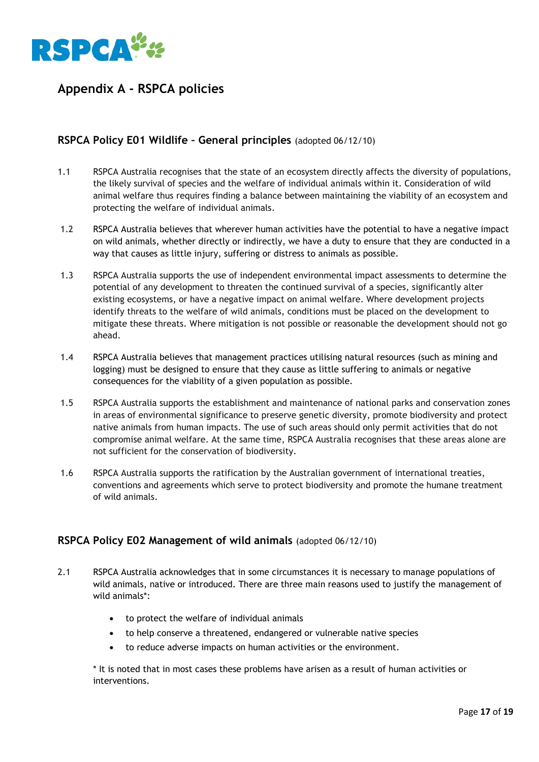## Appendix A - RSPCA policies

### RSPCA Policy E01 Wildlife – General principles (adopted 06/12/10)

1.1 RSPCA Australia recognises that the state of an ecosystem directly affects the diversity of populations, the likely survival of species and the welfare of individual animals within it. Consideration of wild animal welfare thus requires finding a balance between maintaining the viability of an ecosystem and protecting the welfare of individual animals.

1.2 RSPCA Australia believes that wherever human activities have the potential to have a negative impact on wild animals, whether directly or indirectly, we have a duty to ensure that they are conducted in a way that causes as little injury, suffering or distress to animals as possible.

1.3 RSPCA Australia supports the use of independent environmental impact assessments to determine the potential of any development to threaten the continued survival of a species, significantly alter existing ecosystems, or have a negative impact on animal welfare. Where development projects identify threats to the welfare of wild animals, conditions must be placed on the development to mitigate these threats. Where mitigation is not possible or reasonable the development should not go ahead.

1.4 RSPCA Australia believes that management practices utilising natural resources (such as mining and logging) must be designed to ensure that they cause as little suffering to animals or negative consequences for the viability of a given population as possible.

1.5 RSPCA Australia supports the establishment and maintenance of national parks and conservation zones in areas of environmental significance to preserve genetic diversity, promote biodiversity and protect native animals from human impacts. The use of such areas should only permit activities that do not compromise animal welfare. At the same time, RSPCA Australia recognises that these areas alone are not sufficient for the conservation of biodiversity.

1.6 RSPCA Australia supports the ratification by the Australian government of international treaties, conventions and agreements which serve to protect biodiversity and promote the humane treatment of wild animals.

### RSPCA Policy E02 Management of wild animals (adopted 06/12/10)

2.1 RSPCA Australia acknowledges that in some circumstances it is necessary to manage populations of wild animals, native or introduced. There are three main reasons used to justify the management of wild animals*:

- to protect the welfare of individual animals
- to help conserve a threatened, endangered or vulnerable native species
- to reduce adverse impacts on human activities or the environment.

\* It is noted that in most cases these problems have arisen as a result of human activities or interventions.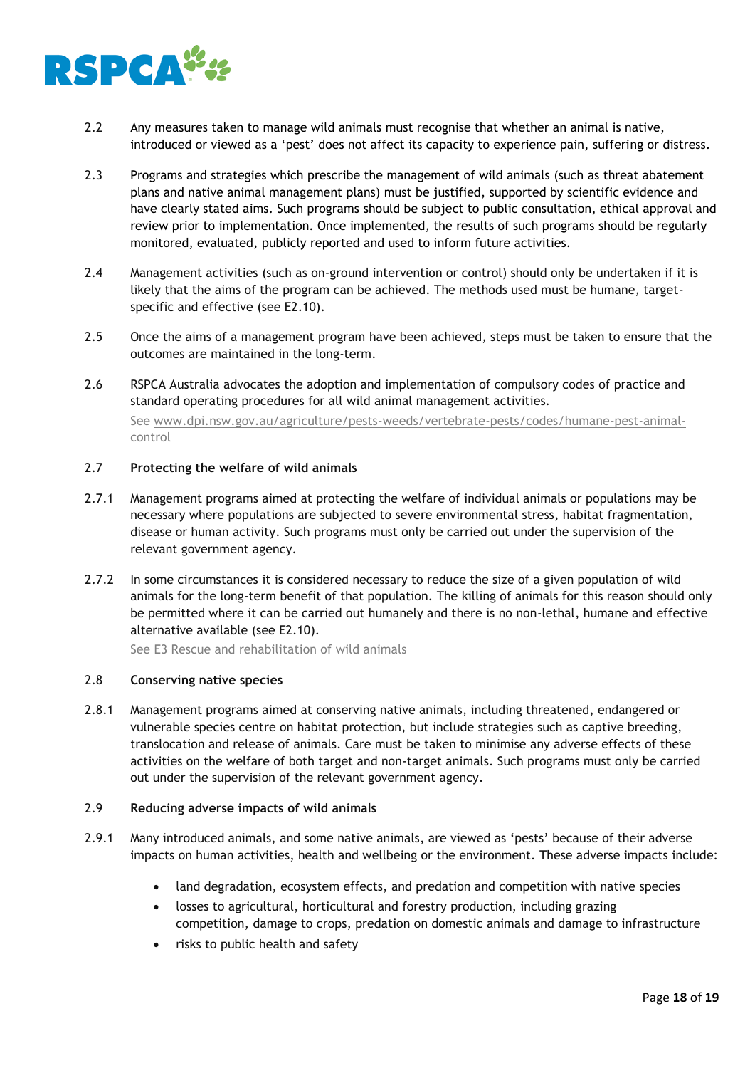2.2 Any measures taken to manage wild animals must recognise that whether an animal is native, introduced or viewed as a 'pest' does not affect its capacity to experience pain, suffering or distress.

2.3 Programs and strategies which prescribe the management of wild animals (such as threat abatement plans and native animal management plans) must be justified, supported by scientific evidence and have clearly stated aims. Such programs should be subject to public consultation, ethical approval and review prior to implementation. Once implemented, the results of such programs should be regularly monitored, evaluated, publicly reported and used to inform future activities.

2.4 Management activities (such as on-ground intervention or control) should only be undertaken if it is likely that the aims of the program can be achieved. The methods used must be humane, target-specific and effective (see E2.10).

2.5 Once the aims of a management program have been achieved, steps must be taken to ensure that the outcomes are maintained in the long-term.

2.6 RSPCA Australia advocates the adoption and implementation of compulsory codes of practice and standard operating procedures for all wild animal management activities.

See www.dpi.nsw.gov.au/agriculture/pests-weeds/vertebrate-pests/codes/humane-pest-animal-control

2.7 **Protecting the welfare of wild animals**

2.7.1 Management programs aimed at protecting the welfare of individual animals or populations may be necessary where populations are subjected to severe environmental stress, habitat fragmentation, disease or human activity. Such programs must only be carried out under the supervision of the relevant government agency.

2.7.2 In some circumstances it is considered necessary to reduce the size of a given population of wild animals for the long-term benefit of that population. The killing of animals for this reason should only be permitted where it can be carried out humanely and there is no non-lethal, humane and effective alternative available (see E2.10).

See E3 Rescue and rehabilitation of wild animals

2.8 **Conserving native species**

2.8.1 Management programs aimed at conserving native animals, including threatened, endangered or vulnerable species centre on habitat protection, but include strategies such as captive breeding, translocation and release of animals. Care must be taken to minimise any adverse effects of these activities on the welfare of both target and non-target animals. Such programs must only be carried out under the supervision of the relevant government agency.

2.9 **Reducing adverse impacts of wild animals**

2.9.1 Many introduced animals, and some native animals, are viewed as 'pests' because of their adverse impacts on human activities, health and wellbeing or the environment. These adverse impacts include:

- land degradation, ecosystem effects, and predation and competition with native species
- losses to agricultural, horticultural and forestry production, including grazing competition, damage to crops, predation on domestic animals and damage to infrastructure
- risks to public health and safety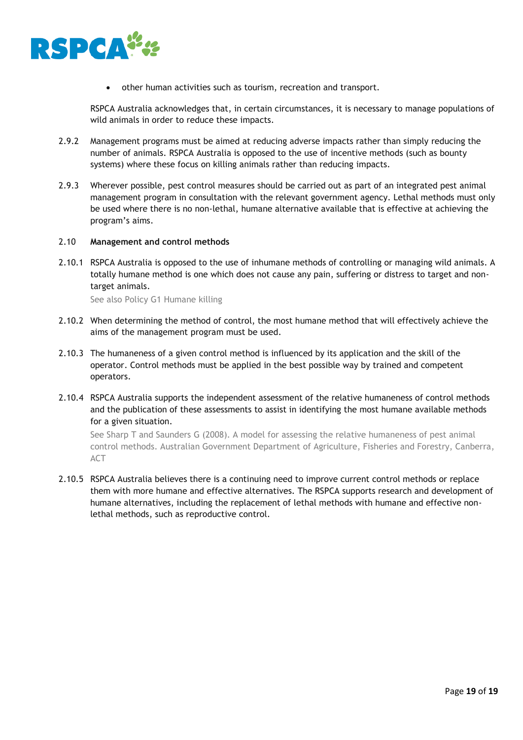- other human activities such as tourism, recreation and transport.

RSPCA Australia acknowledges that, in certain circumstances, it is necessary to manage populations of wild animals in order to reduce these impacts.

2.9.2 Management programs must be aimed at reducing adverse impacts rather than simply reducing the number of animals. RSPCA Australia is opposed to the use of incentive methods (such as bounty systems) where these focus on killing animals rather than reducing impacts.

2.9.3 Wherever possible, pest control measures should be carried out as part of an integrated pest animal management program in consultation with the relevant government agency. Lethal methods must only be used where there is no non-lethal, humane alternative available that is effective at achieving the program's aims.

### 2.10 Management and control methods

2.10.1 RSPCA Australia is opposed to the use of inhumane methods of controlling or managing wild animals. A totally humane method is one which does not cause any pain, suffering or distress to target and non-target animals.

See also Policy G1 Humane killing

2.10.2 When determining the method of control, the most humane method that will effectively achieve the aims of the management program must be used.

2.10.3 The humaneness of a given control method is influenced by its application and the skill of the operator. Control methods must be applied in the best possible way by trained and competent operators.

2.10.4 RSPCA Australia supports the independent assessment of the relative humaneness of control methods and the publication of these assessments to assist in identifying the most humane available methods for a given situation.

See Sharp T and Saunders G (2008). A model for assessing the relative humaneness of pest animal control methods. Australian Government Department of Agriculture, Fisheries and Forestry, Canberra, ACT

2.10.5 RSPCA Australia believes there is a continuing need to improve current control methods or replace them with more humane and effective alternatives. The RSPCA supports research and development of humane alternatives, including the replacement of lethal methods with humane and effective non-lethal methods, such as reproductive control.